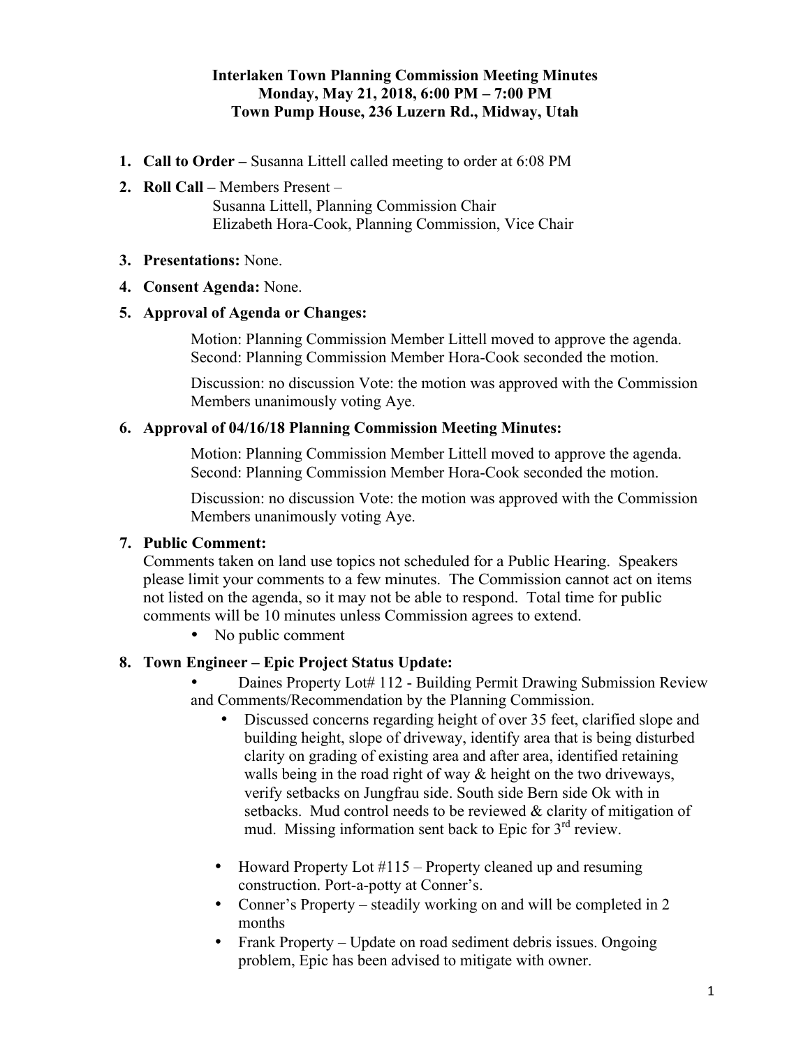# Interlaken Town Planning Commission Meeting Minutes
## Monday, May 21, 2018, 6:00 PM – 7:00 PM
## Town Pump House, 236 Luzern Rd., Midway, Utah

1. **Call to Order –** Susanna Littell called meeting to order at 6:08 PM
2. **Roll Call –** Members Present –
   Susanna Littell, Planning Commission Chair
   Elizabeth Hora-Cook, Planning Commission, Vice Chair
3. **Presentations:** None.
4. **Consent Agenda:** None.
5. **Approval of Agenda or Changes:**

   Motion: Planning Commission Member Littell moved to approve the agenda. Second: Planning Commission Member Hora-Cook seconded the motion.

   Discussion: no discussion Vote: the motion was approved with the Commission Members unanimously voting Aye.

6. **Approval of 04/16/18 Planning Commission Meeting Minutes:**

   Motion: Planning Commission Member Littell moved to approve the agenda. Second: Planning Commission Member Hora-Cook seconded the motion.

   Discussion: no discussion Vote: the motion was approved with the Commission Members unanimously voting Aye.

7. **Public Comment:**
   Comments taken on land use topics not scheduled for a Public Hearing. Speakers please limit your comments to a few minutes. The Commission cannot act on items not listed on the agenda, so it may not be able to respond. Total time for public comments will be 10 minutes unless Commission agrees to extend.
   - No public comment
8. **Town Engineer – Epic Project Status Update:**
   - Daines Property Lot# 112 - Building Permit Drawing Submission Review and Comments/Recommendation by the Planning Commission.
     - Discussed concerns regarding height of over 35 feet, clarified slope and building height, slope of driveway, identify area that is being disturbed clarity on grading of existing area and after area, identified retaining walls being in the road right of way & height on the two driveways, verify setbacks on Jungfrau side. South side Bern side Ok with in setbacks. Mud control needs to be reviewed & clarity of mitigation of mud. Missing information sent back to Epic for 3rd review.
   - Howard Property Lot #115 – Property cleaned up and resuming construction. Port-a-potty at Conner's.
   - Conner's Property – steadily working on and will be completed in 2 months
   - Frank Property – Update on road sediment debris issues. Ongoing problem, Epic has been advised to mitigate with owner.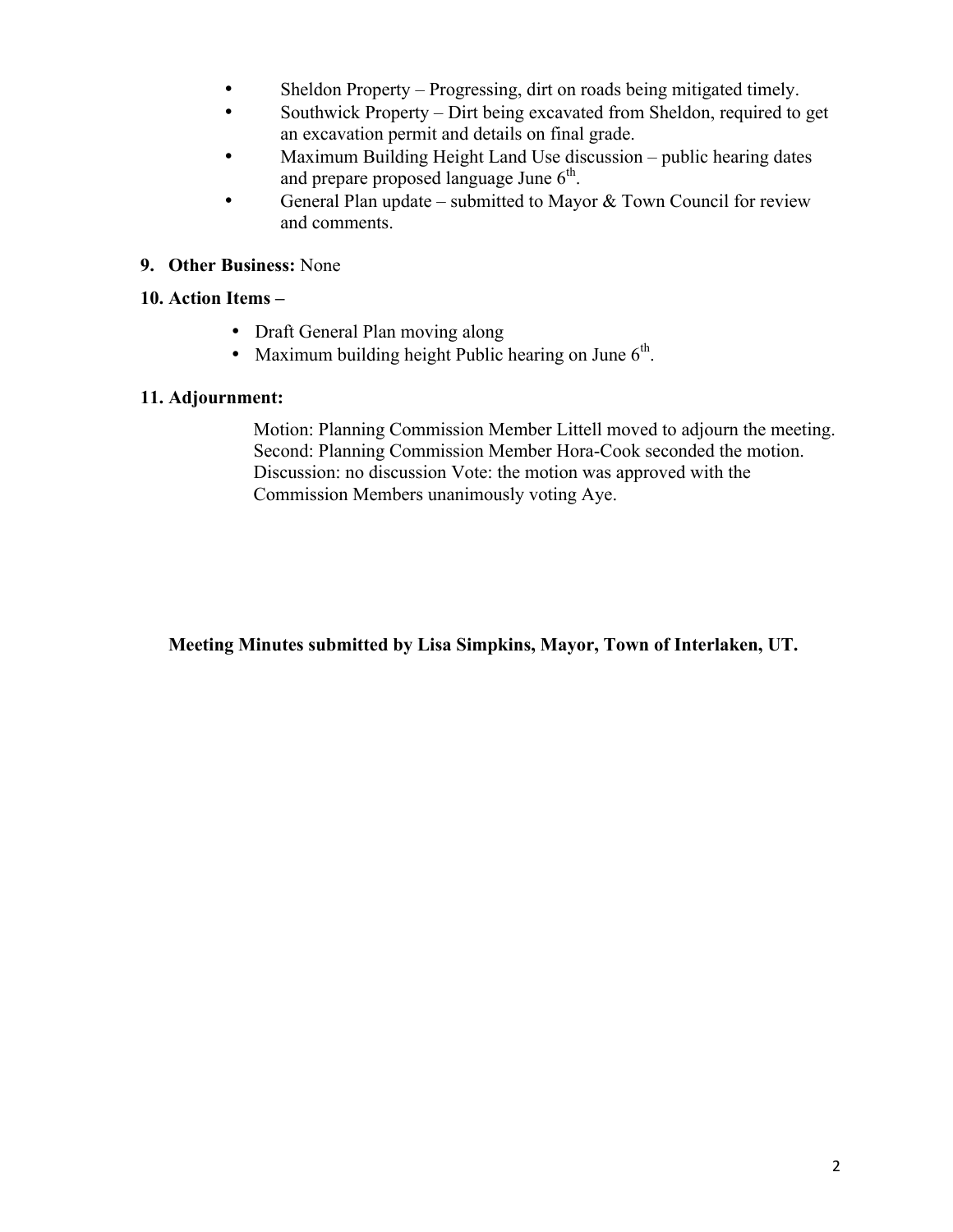- Sheldon Property – Progressing, dirt on roads being mitigated timely.
- Southwick Property – Dirt being excavated from Sheldon, required to get an excavation permit and details on final grade.
- Maximum Building Height Land Use discussion – public hearing dates and prepare proposed language June 6th.
- General Plan update – submitted to Mayor & Town Council for review and comments.

**9. Other Business:** None

**10. Action Items –**

- Draft General Plan moving along
- Maximum building height Public hearing on June 6th.

**11. Adjournment:**

Motion: Planning Commission Member Littell moved to adjourn the meeting. Second: Planning Commission Member Hora-Cook seconded the motion. Discussion: no discussion Vote: the motion was approved with the Commission Members unanimously voting Aye.

**Meeting Minutes submitted by Lisa Simpkins, Mayor, Town of Interlaken, UT.**